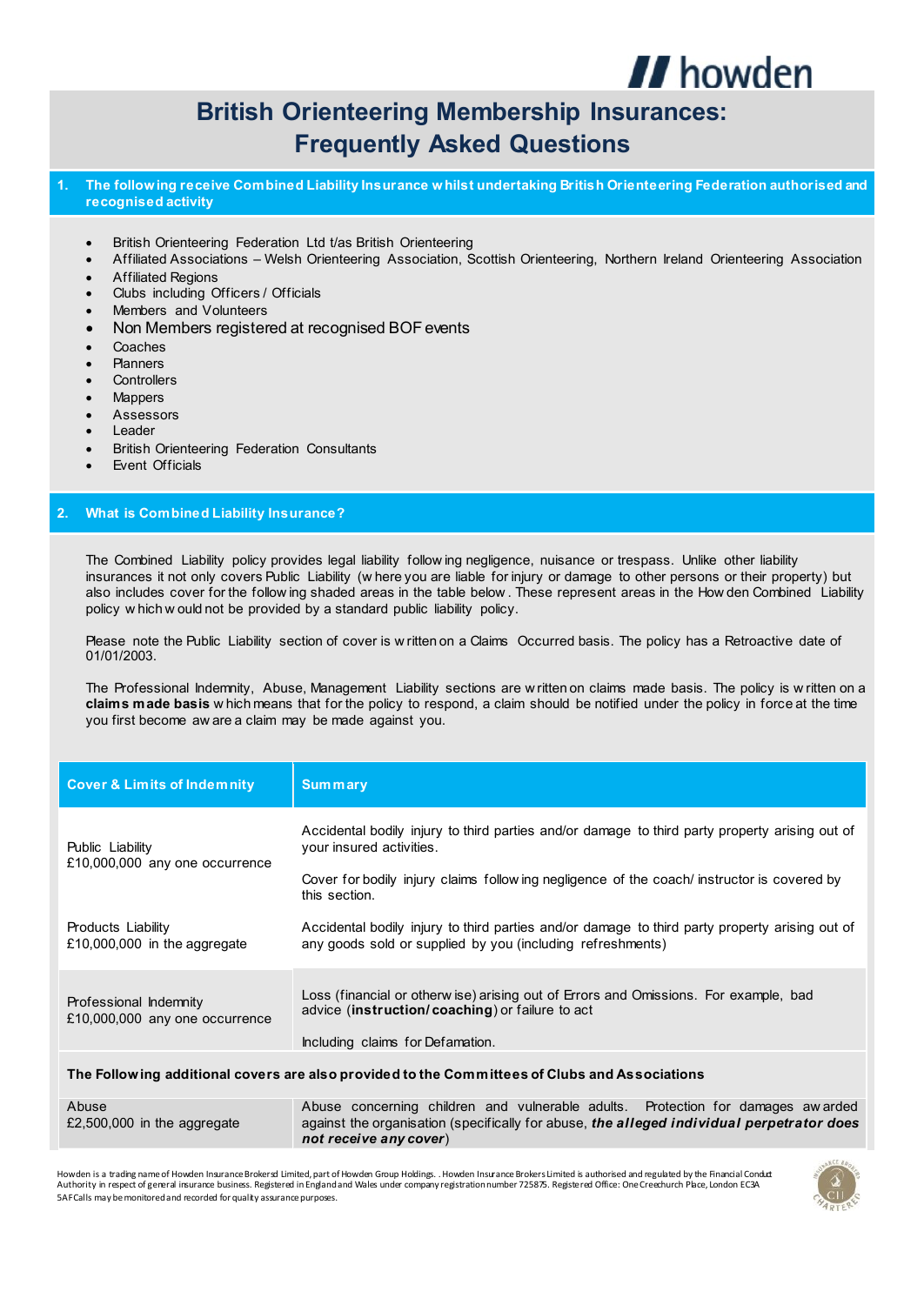# British Orienteering Membership Insurances: Frequently Asked Questions

## 1. The following receive Combined Liability Insurance whilst undertaking British Orienteering Federation authorised and recognised activity

- British Orienteering Federation Ltd t/as British Orienteering
- Affiliated Associations – Welsh Orienteering Association, Scottish Orienteering, Northern Ireland Orienteering Association
- Affiliated Regions
- Clubs including Officers / Officials
- Members and Volunteers
- Non Members registered at recognised BOF events
- Coaches
- Planners
- Controllers
- Mappers
- Assessors
- Leader
- British Orienteering Federation Consultants
- Event Officials

## 2. What is Combined Liability Insurance?

The Combined Liability policy provides legal liability following negligence, nuisance or trespass. Unlike other liability insurances it not only covers Public Liability (where you are liable for injury or damage to other persons or their property) but also includes cover for the following shaded areas in the table below. These represent areas in the Howden Combined Liability policy which would not be provided by a standard public liability policy.

Please note the Public Liability section of cover is written on a Claims Occurred basis. The policy has a Retroactive date of 01/01/2003.

The Professional Indemnity, Abuse, Management Liability sections are written on claims made basis. The policy is written on a **claims made basis** which means that for the policy to respond, a claim should be notified under the policy in force at the time you first become aware a claim may be made against you.

| Cover & Limits of Indemnity | Summary |
|---|---|
| Public Liability<br>£10,000,000 any one occurrence | Accidental bodily injury to third parties and/or damage to third party property arising out of your insured activities.<br><br>Cover for bodily injury claims following negligence of the coach/ instructor is covered by this section. |
| Products Liability<br>£10,000,000 in the aggregate | Accidental bodily injury to third parties and/or damage to third party property arising out of any goods sold or supplied by you (including refreshments) |
| Professional Indemnity<br>£10,000,000 any one occurrence | Loss (financial or otherwise) arising out of Errors and Omissions. For example, bad advice (**instruction/coaching**) or failure to act<br><br>Including claims for Defamation. |
| **The Following additional covers are also provided to the Committees of Clubs and Associations** | |
| Abuse<br>£2,500,000 in the aggregate | Abuse concerning children and vulnerable adults. Protection for damages awarded against the organisation (specifically for abuse, ***the alleged individual perpetrator does not receive any cover***) |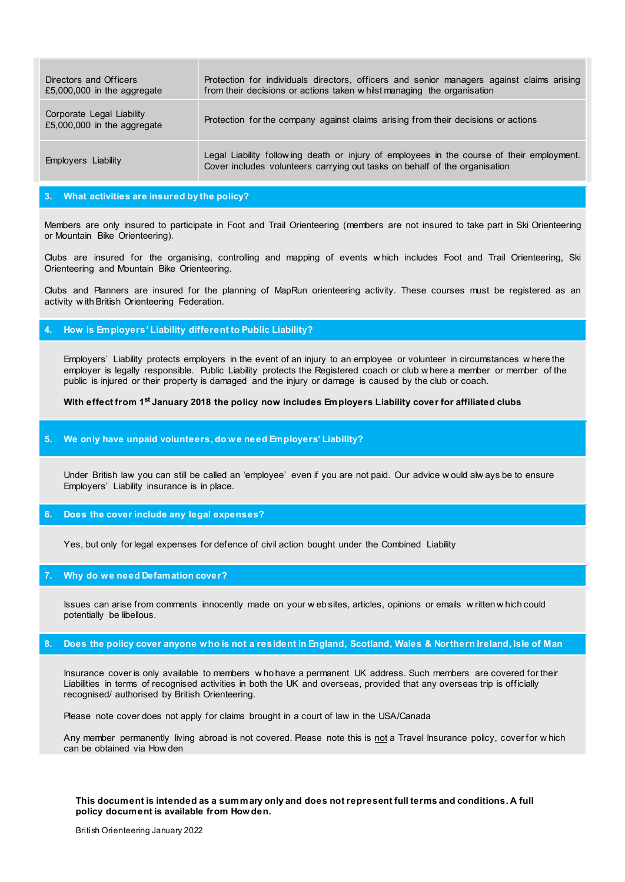| Directors and Officers £5,000,000 in the aggregate | Protection for individuals directors, officers and senior managers against claims arising from their decisions or actions taken whilst managing the organisation |
|---|---|
| Corporate Legal Liability £5,000,000 in the aggregate | Protection for the company against claims arising from their decisions or actions |
| Employers Liability | Legal Liability following death or injury of employees in the course of their employment. Cover includes volunteers carrying out tasks on behalf of the organisation |

## 3. What activities are insured by the policy?

Members are only insured to participate in Foot and Trail Orienteering (members are not insured to take part in Ski Orienteering or Mountain Bike Orienteering).

Clubs are insured for the organising, controlling and mapping of events which includes Foot and Trail Orienteering, Ski Orienteering and Mountain Bike Orienteering.

Clubs and Planners are insured for the planning of MapRun orienteering activity. These courses must be registered as an activity with British Orienteering Federation.

## 4. How is Employers' Liability different to Public Liability?

Employers' Liability protects employers in the event of an injury to an employee or volunteer in circumstances where the employer is legally responsible. Public Liability protects the Registered coach or club where a member or member of the public is injured or their property is damaged and the injury or damage is caused by the club or coach.

**With effect from 1st January 2018 the policy now includes Employers Liability cover for affiliated clubs**

## 5. We only have unpaid volunteers, do we need Employers' Liability?

Under British law you can still be called an 'employee' even if you are not paid. Our advice would always be to ensure Employers' Liability insurance is in place.

## 6. Does the cover include any legal expenses?

Yes, but only for legal expenses for defence of civil action bought under the Combined Liability

## 7. Why do we need Defamation cover?

Issues can arise from comments innocently made on your web sites, articles, opinions or emails written which could potentially be libellous.

## 8. Does the policy cover anyone who is not a resident in England, Scotland, Wales & Northern Ireland, Isle of Man

Insurance cover is only available to members who have a permanent UK address. Such members are covered for their Liabilities in terms of recognised activities in both the UK and overseas, provided that any overseas trip is officially recognised/ authorised by British Orienteering.

Please note cover does not apply for claims brought in a court of law in the USA/Canada

Any member permanently living abroad is not covered. Please note this is not a Travel Insurance policy, cover for which can be obtained via Howden

**This document is intended as a summary only and does not represent full terms and conditions. A full policy document is available from Howden.**

British Orienteering January 2022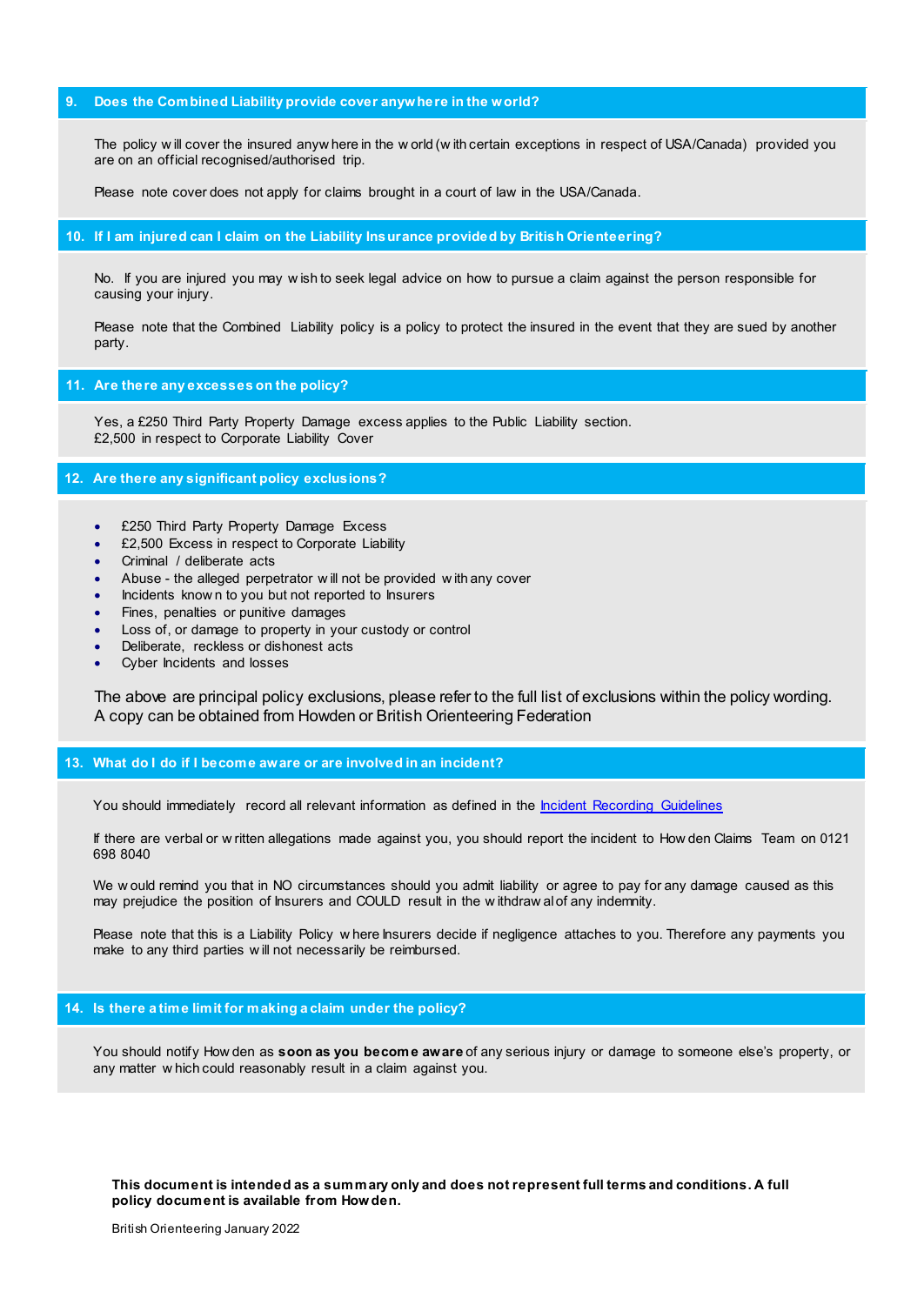## 9. Does the Combined Liability provide cover anywhere in the world?

The policy will cover the insured anywhere in the world (with certain exceptions in respect of USA/Canada) provided you are on an official recognised/authorised trip.

Please note cover does not apply for claims brought in a court of law in the USA/Canada.

## 10. If I am injured can I claim on the Liability Insurance provided by British Orienteering?

No. If you are injured you may wish to seek legal advice on how to pursue a claim against the person responsible for causing your injury.

Please note that the Combined Liability policy is a policy to protect the insured in the event that they are sued by another party.

## 11. Are there any excesses on the policy?

Yes, a £250 Third Party Property Damage excess applies to the Public Liability section.
£2,500 in respect to Corporate Liability Cover

## 12. Are there any significant policy exclusions?

- £250 Third Party Property Damage Excess
- £2,500 Excess in respect to Corporate Liability
- Criminal / deliberate acts
- Abuse - the alleged perpetrator will not be provided with any cover
- Incidents known to you but not reported to Insurers
- Fines, penalties or punitive damages
- Loss of, or damage to property in your custody or control
- Deliberate, reckless or dishonest acts
- Cyber Incidents and losses

The above are principal policy exclusions, please refer to the full list of exclusions within the policy wording. A copy can be obtained from Howden or British Orienteering Federation

## 13. What do I do if I become aware or are involved in an incident?

You should immediately record all relevant information as defined in the [Incident Recording Guidelines]

If there are verbal or written allegations made against you, you should report the incident to Howden Claims Team on 0121 698 8040

We would remind you that in NO circumstances should you admit liability or agree to pay for any damage caused as this may prejudice the position of Insurers and COULD result in the withdrawal of any indemnity.

Please note that this is a Liability Policy where Insurers decide if negligence attaches to you. Therefore any payments you make to any third parties will not necessarily be reimbursed.

## 14. Is there a time limit for making a claim under the policy?

You should notify Howden as **soon as you become aware** of any serious injury or damage to someone else's property, or any matter which could reasonably result in a claim against you.

**This document is intended as a summary only and does not represent full terms and conditions. A full policy document is available from Howden.**

British Orienteering January 2022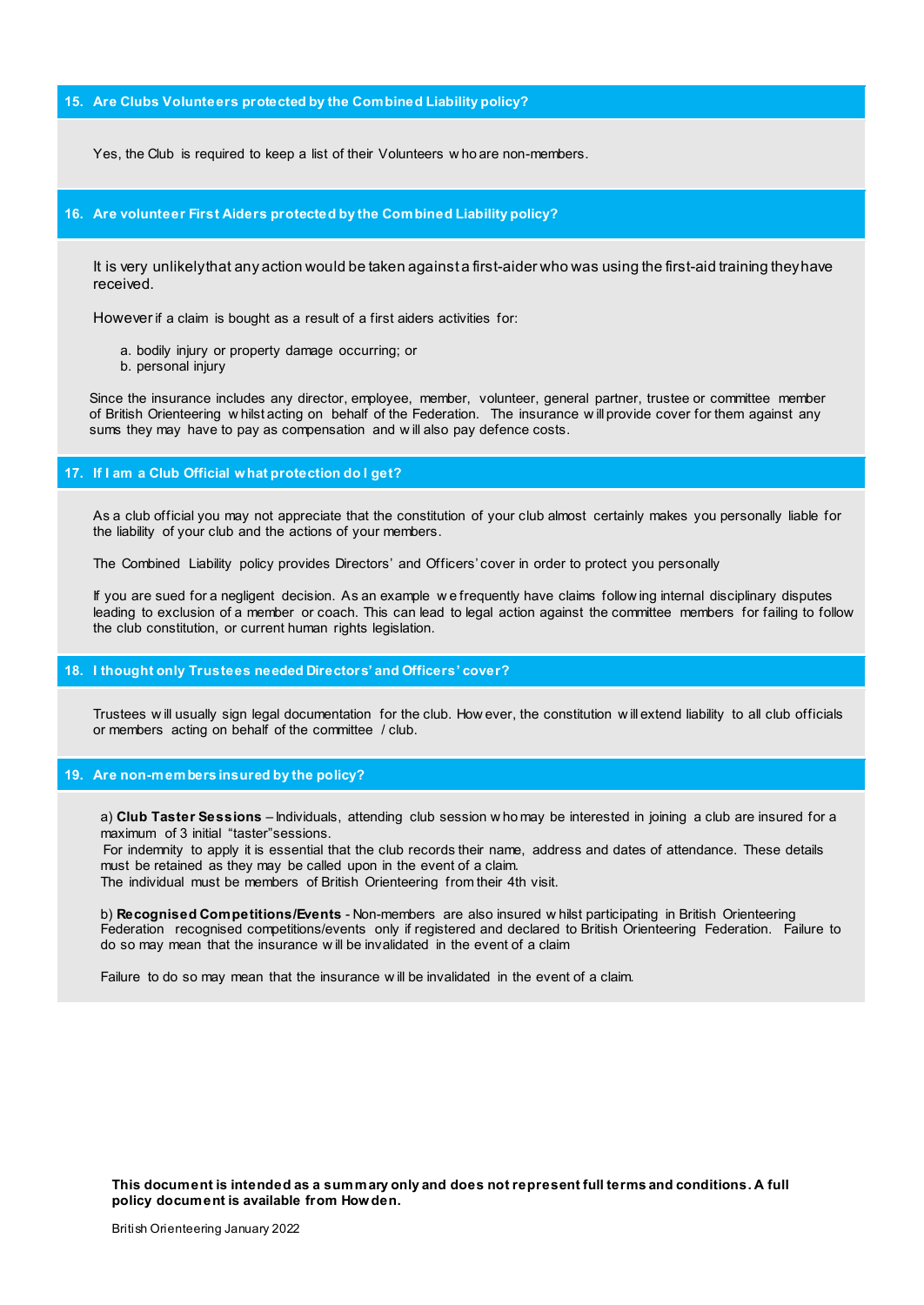## 15. Are Clubs Volunteers protected by the Combined Liability policy?

Yes, the Club is required to keep a list of their Volunteers who are non-members.

## 16. Are volunteer First Aiders protected by the Combined Liability policy?

It is very unlikely that any action would be taken against a first-aider who was using the first-aid training they have received.

However if a claim is bought as a result of a first aiders activities for:

a. bodily injury or property damage occurring; or
b. personal injury

Since the insurance includes any director, employee, member, volunteer, general partner, trustee or committee member of British Orienteering whilst acting on behalf of the Federation. The insurance will provide cover for them against any sums they may have to pay as compensation and will also pay defence costs.

## 17. If I am a Club Official what protection do I get?

As a club official you may not appreciate that the constitution of your club almost certainly makes you personally liable for the liability of your club and the actions of your members.

The Combined Liability policy provides Directors' and Officers' cover in order to protect you personally

If you are sued for a negligent decision. As an example we frequently have claims following internal disciplinary disputes leading to exclusion of a member or coach. This can lead to legal action against the committee members for failing to follow the club constitution, or current human rights legislation.

## 18. I thought only Trustees needed Directors' and Officers' cover?

Trustees will usually sign legal documentation for the club. However, the constitution will extend liability to all club officials or members acting on behalf of the committee / club.

## 19. Are non-members insured by the policy?

a) **Club Taster Sessions** – Individuals, attending club session who may be interested in joining a club are insured for a maximum of 3 initial "taster" sessions.
For indemnity to apply it is essential that the club records their name, address and dates of attendance. These details must be retained as they may be called upon in the event of a claim.
The individual must be members of British Orienteering from their 4th visit.

b) **Recognised Competitions/Events** - Non-members are also insured whilst participating in British Orienteering Federation recognised competitions/events only if registered and declared to British Orienteering Federation. Failure to do so may mean that the insurance will be invalidated in the event of a claim

Failure to do so may mean that the insurance will be invalidated in the event of a claim.

**This document is intended as a summary only and does not represent full terms and conditions. A full policy document is available from Howden.**

British Orienteering January 2022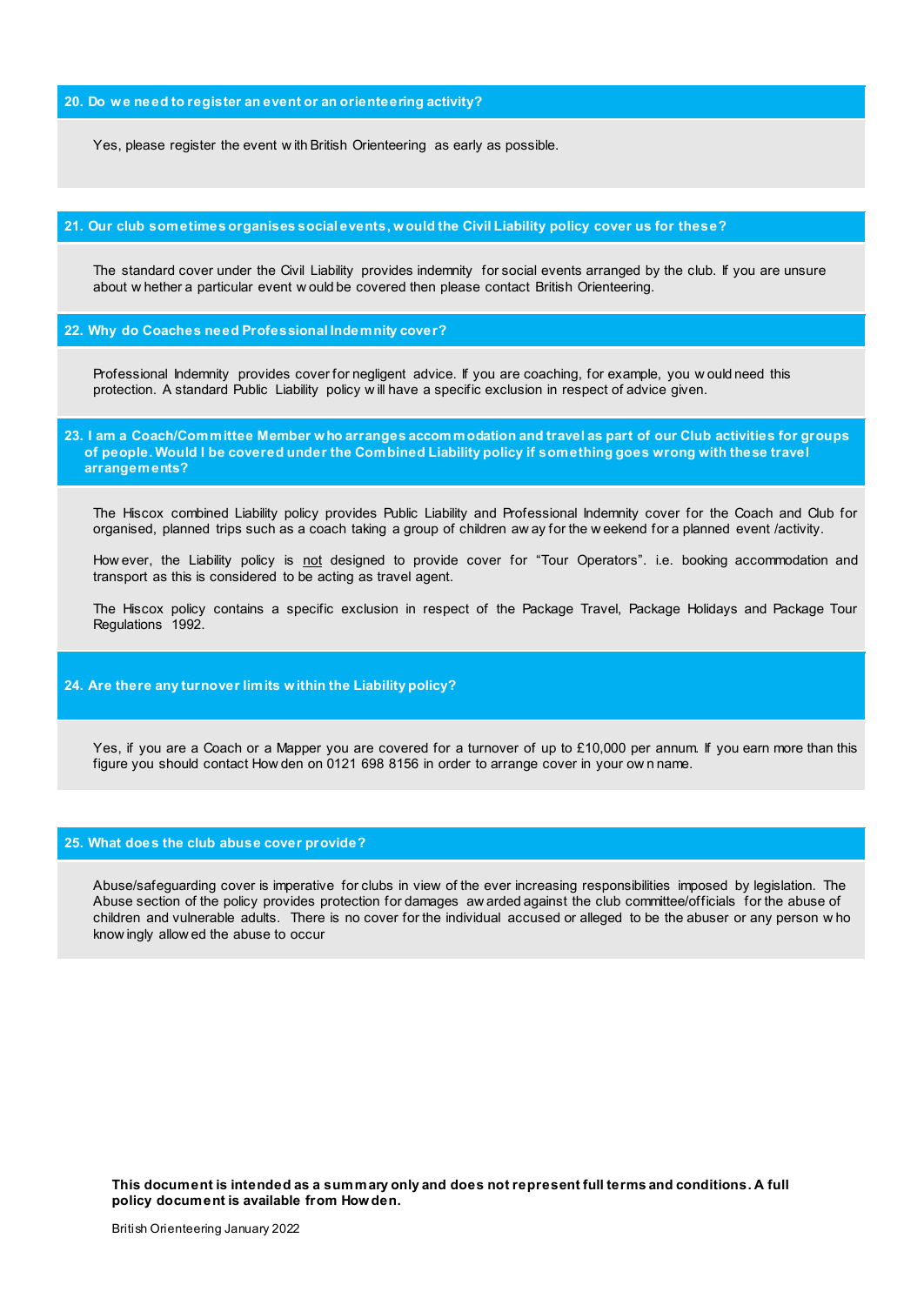### 20. Do we need to register an event or an orienteering activity?

Yes, please register the event with British Orienteering as early as possible.

### 21. Our club sometimes organises social events, would the Civil Liability policy cover us for these?

The standard cover under the Civil Liability provides indemnity for social events arranged by the club. If you are unsure about whether a particular event would be covered then please contact British Orienteering.

### 22. Why do Coaches need Professional Indemnity cover?

Professional Indemnity provides cover for negligent advice. If you are coaching, for example, you would need this protection. A standard Public Liability policy will have a specific exclusion in respect of advice given.

### 23. I am a Coach/Committee Member who arranges accommodation and travel as part of our Club activities for groups of people. Would I be covered under the Combined Liability policy if something goes wrong with these travel arrangements?

The Hiscox combined Liability policy provides Public Liability and Professional Indemnity cover for the Coach and Club for organised, planned trips such as a coach taking a group of children away for the weekend for a planned event /activity.

However, the Liability policy is not designed to provide cover for "Tour Operators". i.e. booking accommodation and transport as this is considered to be acting as travel agent.

The Hiscox policy contains a specific exclusion in respect of the Package Travel, Package Holidays and Package Tour Regulations 1992.

### 24. Are there any turnover limits within the Liability policy?

Yes, if you are a Coach or a Mapper you are covered for a turnover of up to £10,000 per annum. If you earn more than this figure you should contact Howden on 0121 698 8156 in order to arrange cover in your own name.

### 25. What does the club abuse cover provide?

Abuse/safeguarding cover is imperative for clubs in view of the ever increasing responsibilities imposed by legislation. The Abuse section of the policy provides protection for damages awarded against the club committee/officials for the abuse of children and vulnerable adults. There is no cover for the individual accused or alleged to be the abuser or any person who knowingly allowed the abuse to occur

**This document is intended as a summary only and does not represent full terms and conditions. A full policy document is available from Howden.**

British Orienteering January 2022